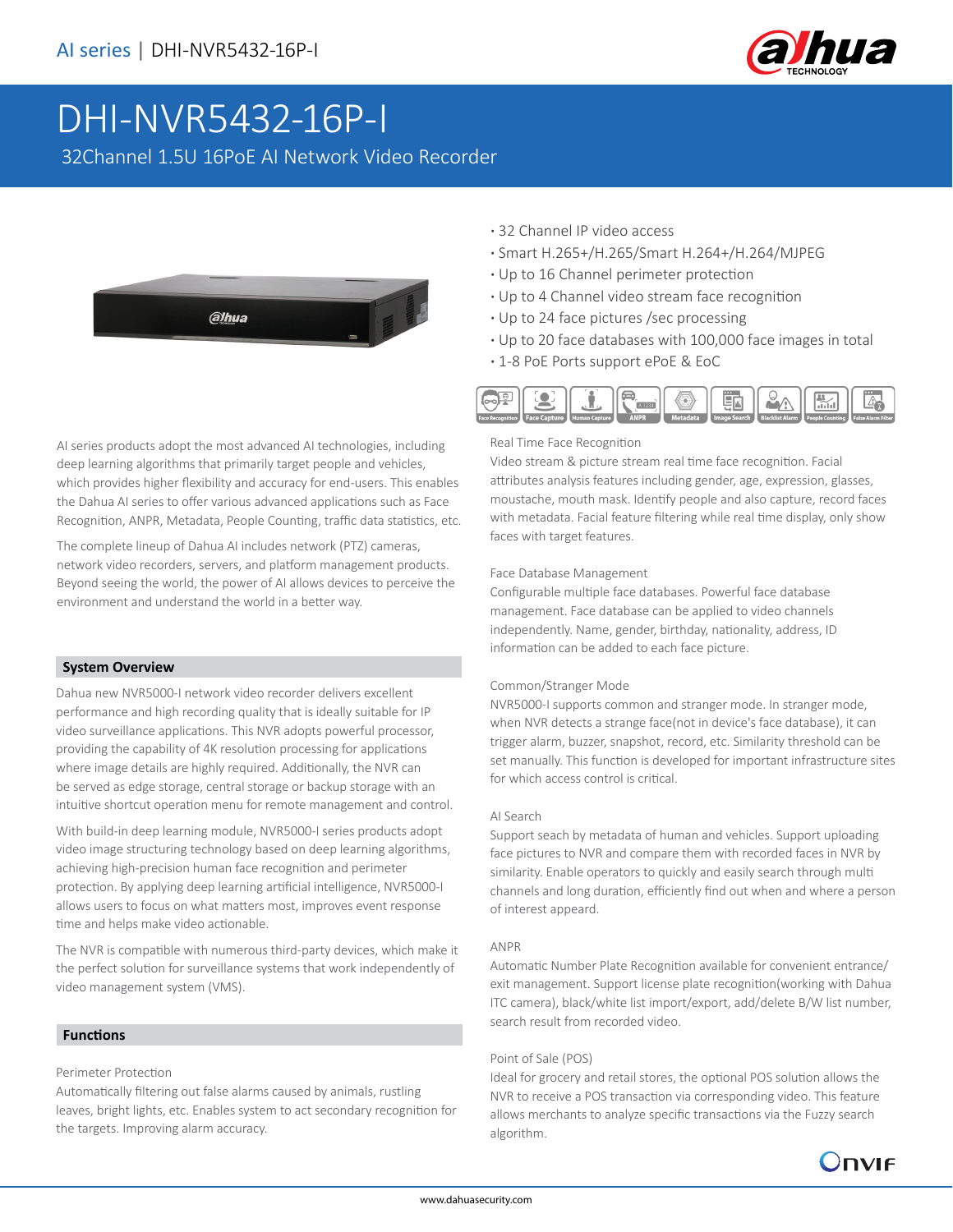AI series | DHI-NVR5432-16P-I

# DHI-NVR5432-16P-I

32Channel 1.5U 16PoE AI Network Video Recorder

- 32 Channel IP video access
- Smart H.265+/H.265/Smart H.264+/H.264/MJPEG
- Up to 16 Channel perimeter protection
- Up to 4 Channel video stream face recognition
- Up to 24 face pictures /sec processing
- Up to 20 face databases with 100,000 face images in total
- 1-8 PoE Ports support ePoE & EoC

Face Recognition | Face Capture | Human Capture | ANPR | Metadata | Image Search | Blacklist Alarm | People Counting | False Alarm Filter

AI series products adopt the most advanced AI technologies, including deep learning algorithms that primarily target people and vehicles, which provides higher flexibility and accuracy for end-users. This enables the Dahua AI series to offer various advanced applications such as Face Recognition, ANPR, Metadata, People Counting, traffic data statistics, etc.

The complete lineup of Dahua AI includes network (PTZ) cameras, network video recorders, servers, and platform management products. Beyond seeing the world, the power of AI allows devices to perceive the environment and understand the world in a better way.

## System Overview

Dahua new NVR5000-I network video recorder delivers excellent performance and high recording quality that is ideally suitable for IP video surveillance applications. This NVR adopts powerful processor, providing the capability of 4K resolution processing for applications where image details are highly required. Additionally, the NVR can be served as edge storage, central storage or backup storage with an intuitive shortcut operation menu for remote management and control.

With build-in deep learning module, NVR5000-I series products adopt video image structuring technology based on deep learning algorithms, achieving high-precision human face recognition and perimeter protection. By applying deep learning artificial intelligence, NVR5000-I allows users to focus on what matters most, improves event response time and helps make video actionable.

The NVR is compatible with numerous third-party devices, which make it the perfect solution for surveillance systems that work independently of video management system (VMS).

## Functions

### Perimeter Protection

Automatically filtering out false alarms caused by animals, rustling leaves, bright lights, etc. Enables system to act secondary recognition for the targets. Improving alarm accuracy.

### Real Time Face Recognition

Video stream & picture stream real time face recognition. Facial attributes analysis features including gender, age, expression, glasses, moustache, mouth mask. Identify people and also capture, record faces with metadata. Facial feature filtering while real time display, only show faces with target features.

### Face Database Management

Configurable multiple face databases. Powerful face database management. Face database can be applied to video channels independently. Name, gender, birthday, nationality, address, ID information can be added to each face picture.

### Common/Stranger Mode

NVR5000-I supports common and stranger mode. In stranger mode, when NVR detects a strange face(not in device's face database), it can trigger alarm, buzzer, snapshot, record, etc. Similarity threshold can be set manually. This function is developed for important infrastructure sites for which access control is critical.

### AI Search

Support seach by metadata of human and vehicles. Support uploading face pictures to NVR and compare them with recorded faces in NVR by similarity. Enable operators to quickly and easily search through multi channels and long duration, efficiently find out when and where a person of interest appeard.

### ANPR

Automatic Number Plate Recognition available for convenient entrance/exit management. Support license plate recognition(working with Dahua ITC camera), black/white list import/export, add/delete B/W list number, search result from recorded video.

### Point of Sale (POS)

Ideal for grocery and retail stores, the optional POS solution allows the NVR to receive a POS transaction via corresponding video. This feature allows merchants to analyze specific transactions via the Fuzzy search algorithm.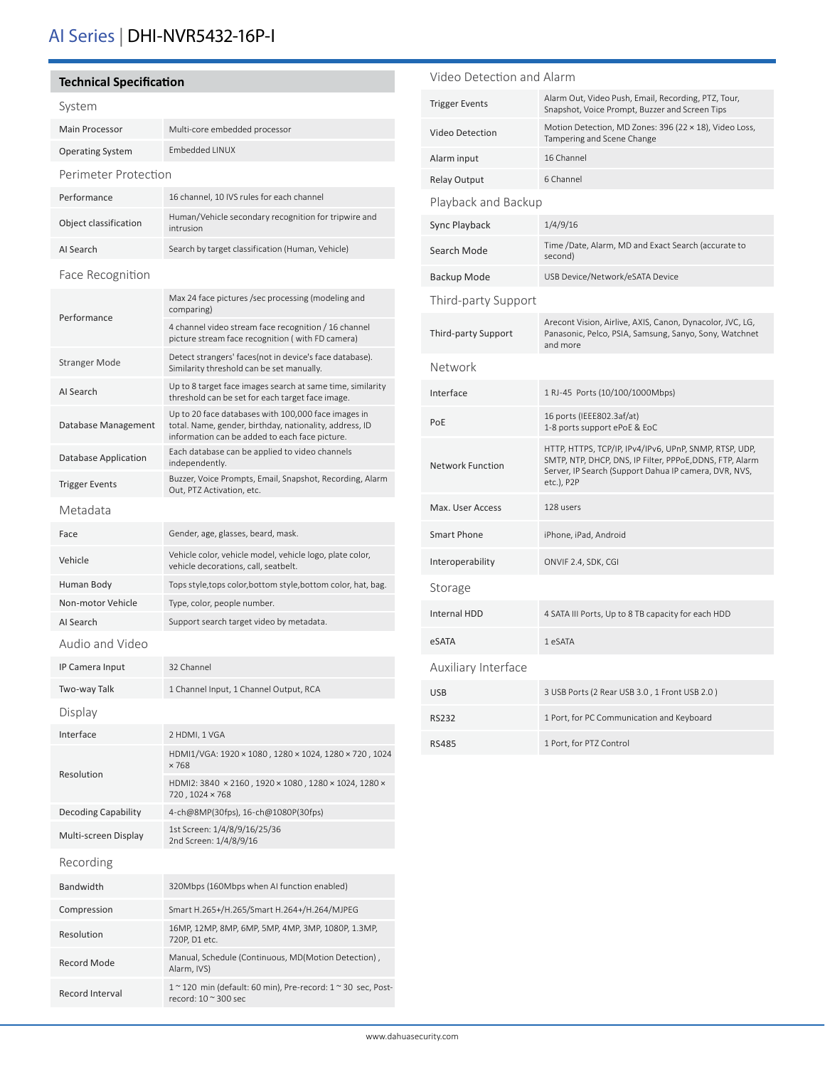# AI Series | DHI-NVR5432-16P-I

## Technical Specification

### System

| | |
|---|---|
| Main Processor | Multi-core embedded processor |
| Operating System | Embedded LINUX |

### Perimeter Protection

| | |
|---|---|
| Performance | 16 channel, 10 IVS rules for each channel |
| Object classification | Human/Vehicle secondary recognition for tripwire and intrusion |
| AI Search | Search by target classification (Human, Vehicle) |

### Face Recognition

| | |
|---|---|
| Performance | Max 24 face pictures /sec processing (modeling and comparing) |
| | 4 channel video stream face recognition / 16 channel picture stream face recognition ( with FD camera) |
| Stranger Mode | Detect strangers' faces(not in device's face database). Similarity threshold can be set manually. |
| AI Search | Up to 8 target face images search at same time, similarity threshold can be set for each target face image. |
| Database Management | Up to 20 face databases with 100,000 face images in total. Name, gender, birthday, nationality, address, ID information can be added to each face picture. |
| Database Application | Each database can be applied to video channels independently. |
| Trigger Events | Buzzer, Voice Prompts, Email, Snapshot, Recording, Alarm Out, PTZ Activation, etc. |

### Metadata

| | |
|---|---|
| Face | Gender, age, glasses, beard, mask. |
| Vehicle | Vehicle color, vehicle model, vehicle logo, plate color, vehicle decorations, call, seatbelt. |
| Human Body | Tops style,tops color,bottom style,bottom color, hat, bag. |
| Non-motor Vehicle | Type, color, people number. |
| AI Search | Support search target video by metadata. |

### Audio and Video

| | |
|---|---|
| IP Camera Input | 32 Channel |
| Two-way Talk | 1 Channel Input, 1 Channel Output, RCA |

### Display

| | |
|---|---|
| Interface | 2 HDMI, 1 VGA |
| Resolution | HDMI1/VGA: 1920 × 1080 , 1280 × 1024, 1280 × 720 , 1024 × 768 |
| | HDMI2: 3840 × 2160 , 1920 × 1080 , 1280 × 1024, 1280 × 720 , 1024 × 768 |
| Decoding Capability | 4-ch@8MP(30fps), 16-ch@1080P(30fps) |
| Multi-screen Display | 1st Screen: 1/4/8/9/16/25/36<br>2nd Screen: 1/4/8/9/16 |

### Recording

| | |
|---|---|
| Bandwidth | 320Mbps (160Mbps when AI function enabled) |
| Compression | Smart H.265+/H.265/Smart H.264+/H.264/MJPEG |
| Resolution | 16MP, 12MP, 8MP, 6MP, 5MP, 4MP, 3MP, 1080P, 1.3MP, 720P, D1 etc. |
| Record Mode | Manual, Schedule (Continuous, MD(Motion Detection) , Alarm, IVS) |
| Record Interval | 1 ~ 120 min (default: 60 min), Pre-record: 1 ~ 30 sec, Post-record: 10 ~ 300 sec |

### Video Detection and Alarm

| | |
|---|---|
| Trigger Events | Alarm Out, Video Push, Email, Recording, PTZ, Tour, Snapshot, Voice Prompt, Buzzer and Screen Tips |
| Video Detection | Motion Detection, MD Zones: 396 (22 × 18), Video Loss, Tampering and Scene Change |
| Alarm input | 16 Channel |
| Relay Output | 6 Channel |

### Playback and Backup

| | |
|---|---|
| Sync Playback | 1/4/9/16 |
| Search Mode | Time /Date, Alarm, MD and Exact Search (accurate to second) |
| Backup Mode | USB Device/Network/eSATA Device |

### Third-party Support

| | |
|---|---|
| Third-party Support | Arecont Vision, Airlive, AXIS, Canon, Dynacolor, JVC, LG, Panasonic, Pelco, PSIA, Samsung, Sanyo, Sony, Watchnet and more |

### Network

| | |
|---|---|
| Interface | 1 RJ-45 Ports (10/100/1000Mbps) |
| PoE | 16 ports (IEEE802.3af/at)<br>1-8 ports support ePoE & EoC |
| Network Function | HTTP, HTTPS, TCP/IP, IPv4/IPv6, UPnP, SNMP, RTSP, UDP, SMTP, NTP, DHCP, DNS, IP Filter, PPPoE,DDNS, FTP, Alarm Server, IP Search (Support Dahua IP camera, DVR, NVS, etc.), P2P |
| Max. User Access | 128 users |
| Smart Phone | iPhone, iPad, Android |
| Interoperability | ONVIF 2.4, SDK, CGI |

### Storage

| | |
|---|---|
| Internal HDD | 4 SATA III Ports, Up to 8 TB capacity for each HDD |
| eSATA | 1 eSATA |

### Auxiliary Interface

| | |
|---|---|
| USB | 3 USB Ports (2 Rear USB 3.0 , 1 Front USB 2.0 ) |
| RS232 | 1 Port, for PC Communication and Keyboard |
| RS485 | 1 Port, for PTZ Control |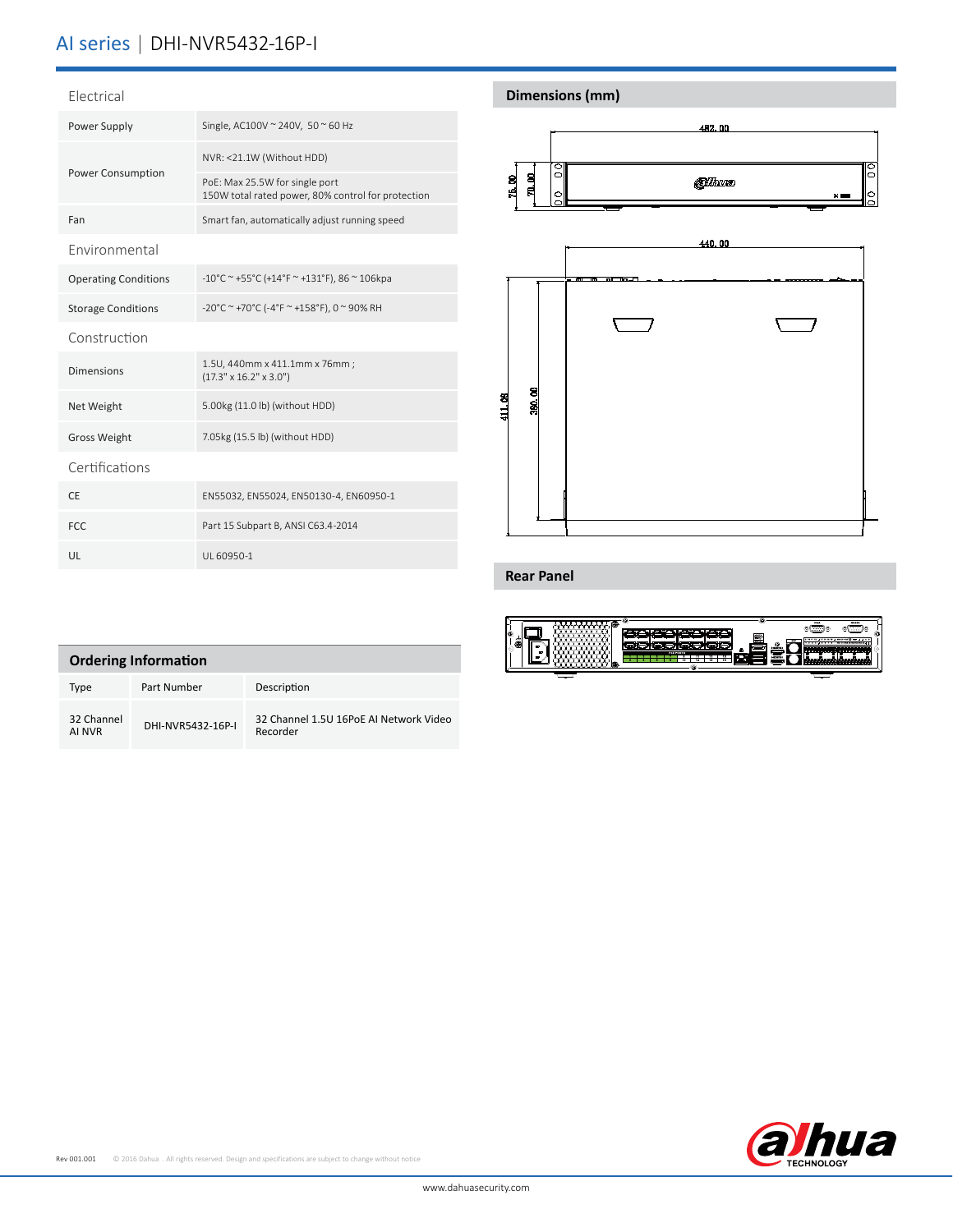# AI series | DHI-NVR5432-16P-I

| | |
|---|---|
| **Electrical** | |
| Power Supply | Single, AC100V ~ 240V, 50 ~ 60 Hz |
| Power Consumption | NVR: <21.1W (Without HDD) |
| | PoE: Max 25.5W for single port<br>150W total rated power, 80% control for protection |
| Fan | Smart fan, automatically adjust running speed |
| **Environmental** | |
| Operating Conditions | -10°C ~ +55°C (+14°F ~ +131°F), 86 ~ 106kpa |
| Storage Conditions | -20°C ~ +70°C (-4°F ~ +158°F), 0 ~ 90% RH |
| **Construction** | |
| Dimensions | 1.5U, 440mm x 411.1mm x 76mm ;<br>(17.3" x 16.2" x 3.0") |
| Net Weight | 5.00kg (11.0 lb) (without HDD) |
| Gross Weight | 7.05kg (15.5 lb) (without HDD) |
| **Certifications** | |
| CE | EN55032, EN55024, EN50130-4, EN60950-1 |
| FCC | Part 15 Subpart B, ANSI C63.4-2014 |
| UL | UL 60950-1 |

## Dimensions (mm)

482.00
76.00
70.00
440.00
411.08
390.00

## Rear Panel

## Ordering Information

| Type | Part Number | Description |
|---|---|---|
| 32 Channel AI NVR | DHI-NVR5432-16P-I | 32 Channel 1.5U 16PoE AI Network Video Recorder |

Rev 001.001 © 2016 Dahua . All rights reserved. Design and specifications are subject to change without notice

www.dahuasecurity.com